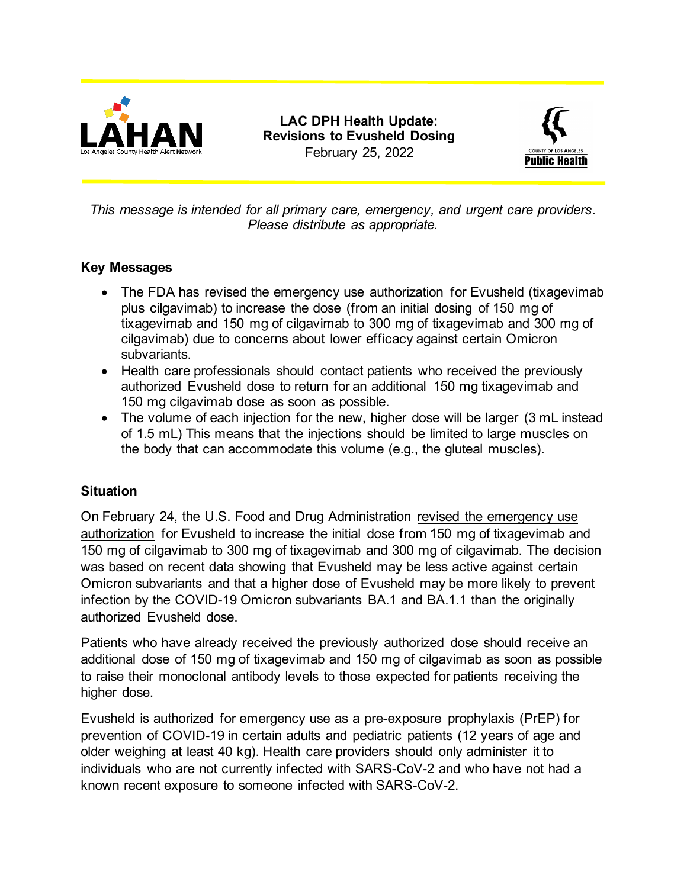LAHAN
Los Angeles County Health Alert Network

**LAC DPH Health Update:**
**Revisions to Evusheld Dosing**
February 25, 2022

County of Los Angeles
Public Health

*This message is intended for all primary care, emergency, and urgent care providers. Please distribute as appropriate.*

## Key Messages

- The FDA has revised the emergency use authorization for Evusheld (tixagevimab plus cilgavimab) to increase the dose (from an initial dosing of 150 mg of tixagevimab and 150 mg of cilgavimab to 300 mg of tixagevimab and 300 mg of cilgavimab) due to concerns about lower efficacy against certain Omicron subvariants.
- Health care professionals should contact patients who received the previously authorized Evusheld dose to return for an additional 150 mg tixagevimab and 150 mg cilgavimab dose as soon as possible.
- The volume of each injection for the new, higher dose will be larger (3 mL instead of 1.5 mL) This means that the injections should be limited to large muscles on the body that can accommodate this volume (e.g., the gluteal muscles).

## Situation

On February 24, the U.S. Food and Drug Administration revised the emergency use authorization for Evusheld to increase the initial dose from 150 mg of tixagevimab and 150 mg of cilgavimab to 300 mg of tixagevimab and 300 mg of cilgavimab. The decision was based on recent data showing that Evusheld may be less active against certain Omicron subvariants and that a higher dose of Evusheld may be more likely to prevent infection by the COVID-19 Omicron subvariants BA.1 and BA.1.1 than the originally authorized Evusheld dose.

Patients who have already received the previously authorized dose should receive an additional dose of 150 mg of tixagevimab and 150 mg of cilgavimab as soon as possible to raise their monoclonal antibody levels to those expected for patients receiving the higher dose.

Evusheld is authorized for emergency use as a pre-exposure prophylaxis (PrEP) for prevention of COVID-19 in certain adults and pediatric patients (12 years of age and older weighing at least 40 kg). Health care providers should only administer it to individuals who are not currently infected with SARS-CoV-2 and who have not had a known recent exposure to someone infected with SARS-CoV-2.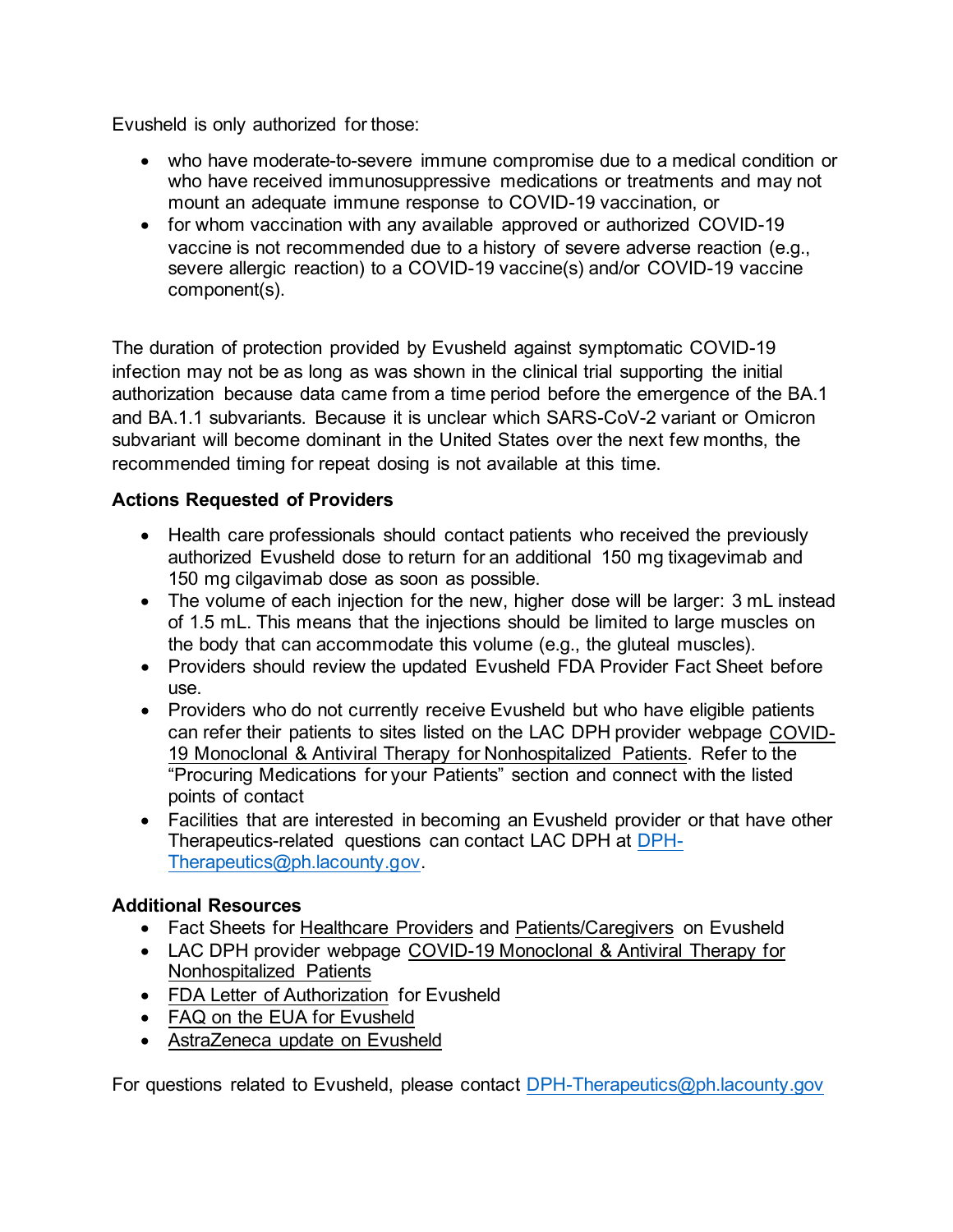Evusheld is only authorized for those:

- who have moderate-to-severe immune compromise due to a medical condition or who have received immunosuppressive medications or treatments and may not mount an adequate immune response to COVID-19 vaccination, or
- for whom vaccination with any available approved or authorized COVID-19 vaccine is not recommended due to a history of severe adverse reaction (e.g., severe allergic reaction) to a COVID-19 vaccine(s) and/or COVID-19 vaccine component(s).

The duration of protection provided by Evusheld against symptomatic COVID-19 infection may not be as long as was shown in the clinical trial supporting the initial authorization because data came from a time period before the emergence of the BA.1 and BA.1.1 subvariants. Because it is unclear which SARS-CoV-2 variant or Omicron subvariant will become dominant in the United States over the next few months, the recommended timing for repeat dosing is not available at this time.

**Actions Requested of Providers**

- Health care professionals should contact patients who received the previously authorized Evusheld dose to return for an additional 150 mg tixagevimab and 150 mg cilgavimab dose as soon as possible.
- The volume of each injection for the new, higher dose will be larger: 3 mL instead of 1.5 mL. This means that the injections should be limited to large muscles on the body that can accommodate this volume (e.g., the gluteal muscles).
- Providers should review the updated Evusheld FDA Provider Fact Sheet before use.
- Providers who do not currently receive Evusheld but who have eligible patients can refer their patients to sites listed on the LAC DPH provider webpage COVID-19 Monoclonal & Antiviral Therapy for Nonhospitalized Patients. Refer to the "Procuring Medications for your Patients" section and connect with the listed points of contact
- Facilities that are interested in becoming an Evusheld provider or that have other Therapeutics-related questions can contact LAC DPH at DPH-Therapeutics@ph.lacounty.gov.

**Additional Resources**

- Fact Sheets for Healthcare Providers and Patients/Caregivers on Evusheld
- LAC DPH provider webpage COVID-19 Monoclonal & Antiviral Therapy for Nonhospitalized Patients
- FDA Letter of Authorization for Evusheld
- FAQ on the EUA for Evusheld
- AstraZeneca update on Evusheld

For questions related to Evusheld, please contact DPH-Therapeutics@ph.lacounty.gov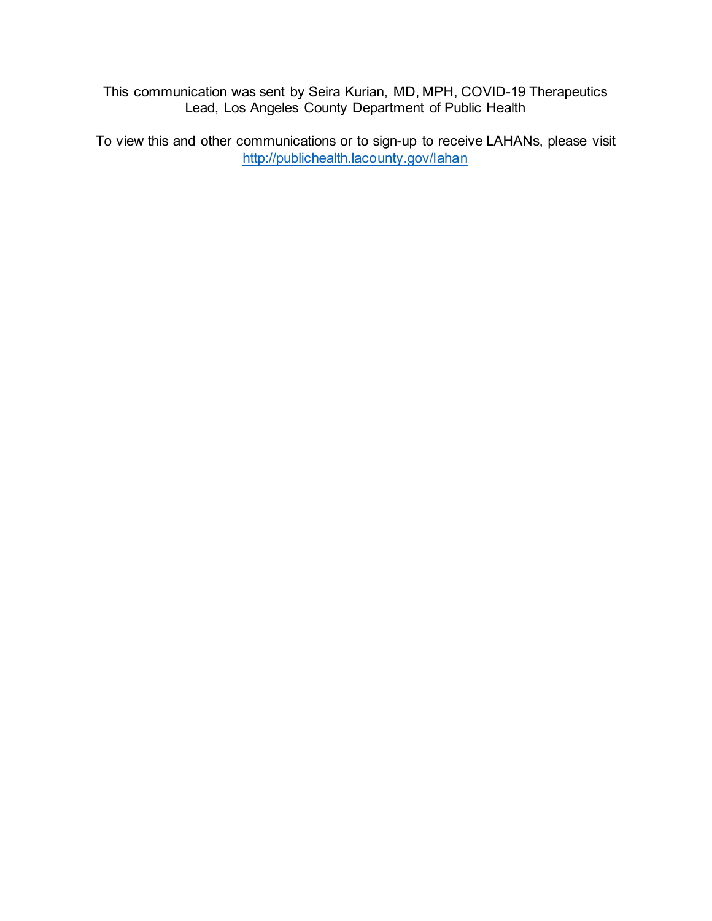This communication was sent by Seira Kurian, MD, MPH, COVID-19 Therapeutics Lead, Los Angeles County Department of Public Health

To view this and other communications or to sign-up to receive LAHANs, please visit [http://publichealth.lacounty.gov/lahan](http://publichealth.lacounty.gov/lahan)